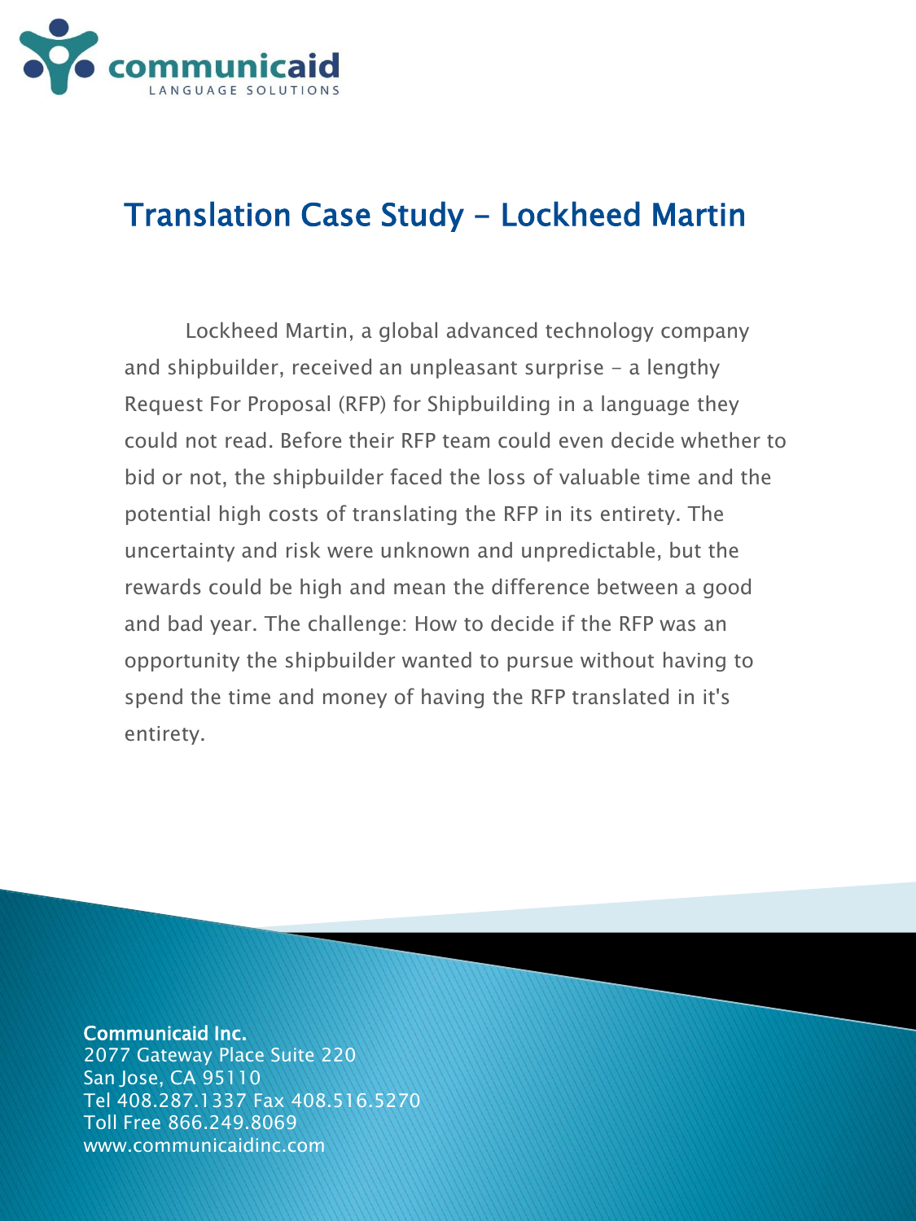communicaid LANGUAGE SOLUTIONS

# Translation Case Study – Lockheed Martin

Lockheed Martin, a global advanced technology company and shipbuilder, received an unpleasant surprise – a lengthy Request For Proposal (RFP) for Shipbuilding in a language they could not read. Before their RFP team could even decide whether to bid or not, the shipbuilder faced the loss of valuable time and the potential high costs of translating the RFP in its entirety. The uncertainty and risk were unknown and unpredictable, but the rewards could be high and mean the difference between a good and bad year. The challenge: How to decide if the RFP was an opportunity the shipbuilder wanted to pursue without having to spend the time and money of having the RFP translated in it's entirety.

**Communicaid Inc.**
2077 Gateway Place Suite 220
San Jose, CA 95110
Tel 408.287.1337 Fax 408.516.5270
Toll Free 866.249.8069
www.communicaidinc.com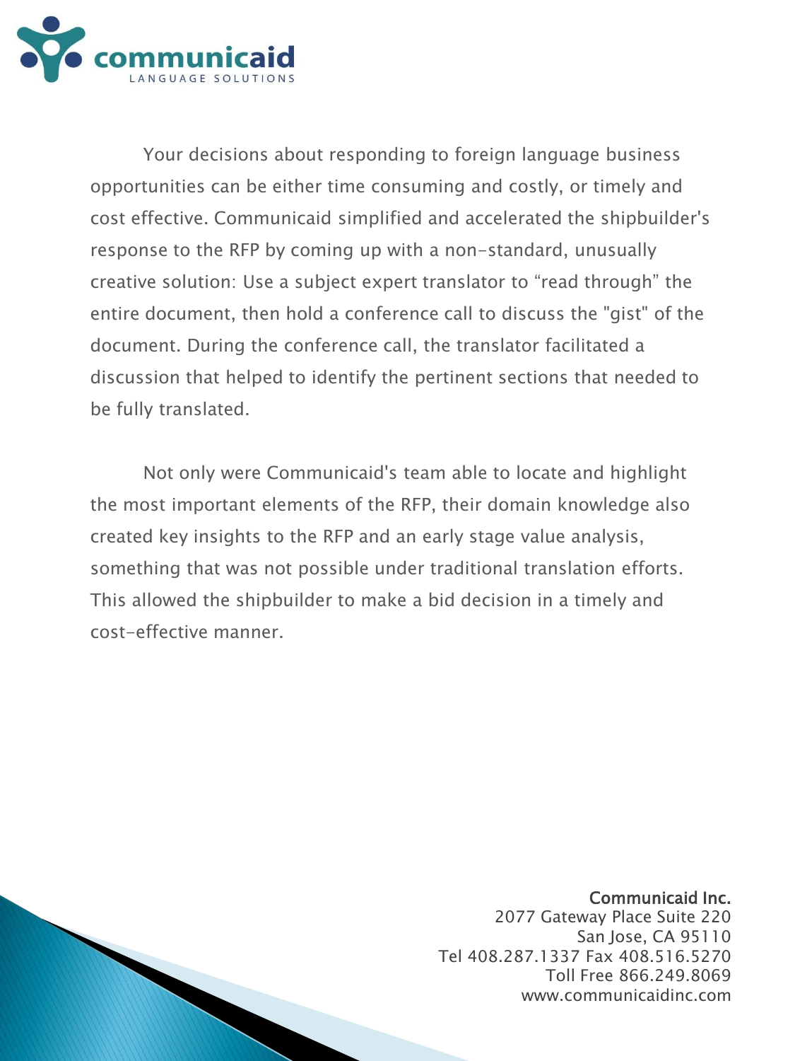Your decisions about responding to foreign language business opportunities can be either time consuming and costly, or timely and cost effective. Communicaid simplified and accelerated the shipbuilder's response to the RFP by coming up with a non-standard, unusually creative solution: Use a subject expert translator to “read through” the entire document, then hold a conference call to discuss the "gist" of the document. During the conference call, the translator facilitated a discussion that helped to identify the pertinent sections that needed to be fully translated.

Not only were Communicaid's team able to locate and highlight the most important elements of the RFP, their domain knowledge also created key insights to the RFP and an early stage value analysis, something that was not possible under traditional translation efforts. This allowed the shipbuilder to make a bid decision in a timely and cost-effective manner.

Communicaid Inc.
2077 Gateway Place Suite 220
San Jose, CA 95110
Tel 408.287.1337 Fax 408.516.5270
Toll Free 866.249.8069
www.communicaidinc.com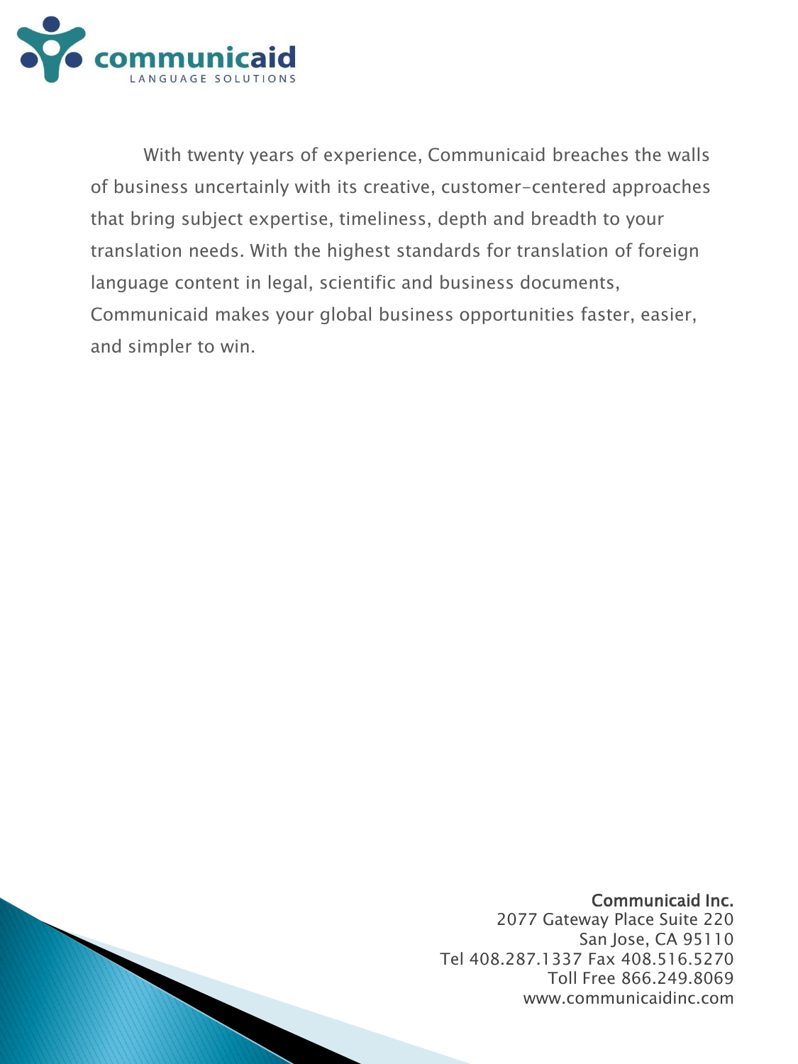communicaid

LANGUAGE SOLUTIONS

With twenty years of experience, Communicaid breaches the walls of business uncertainly with its creative, customer-centered approaches that bring subject expertise, timeliness, depth and breadth to your translation needs. With the highest standards for translation of foreign language content in legal, scientific and business documents, Communicaid makes your global business opportunities faster, easier, and simpler to win.

Communicaid Inc.
2077 Gateway Place Suite 220
San Jose, CA 95110
Tel 408.287.1337 Fax 408.516.5270
Toll Free 866.249.8069
www.communicaidinc.com